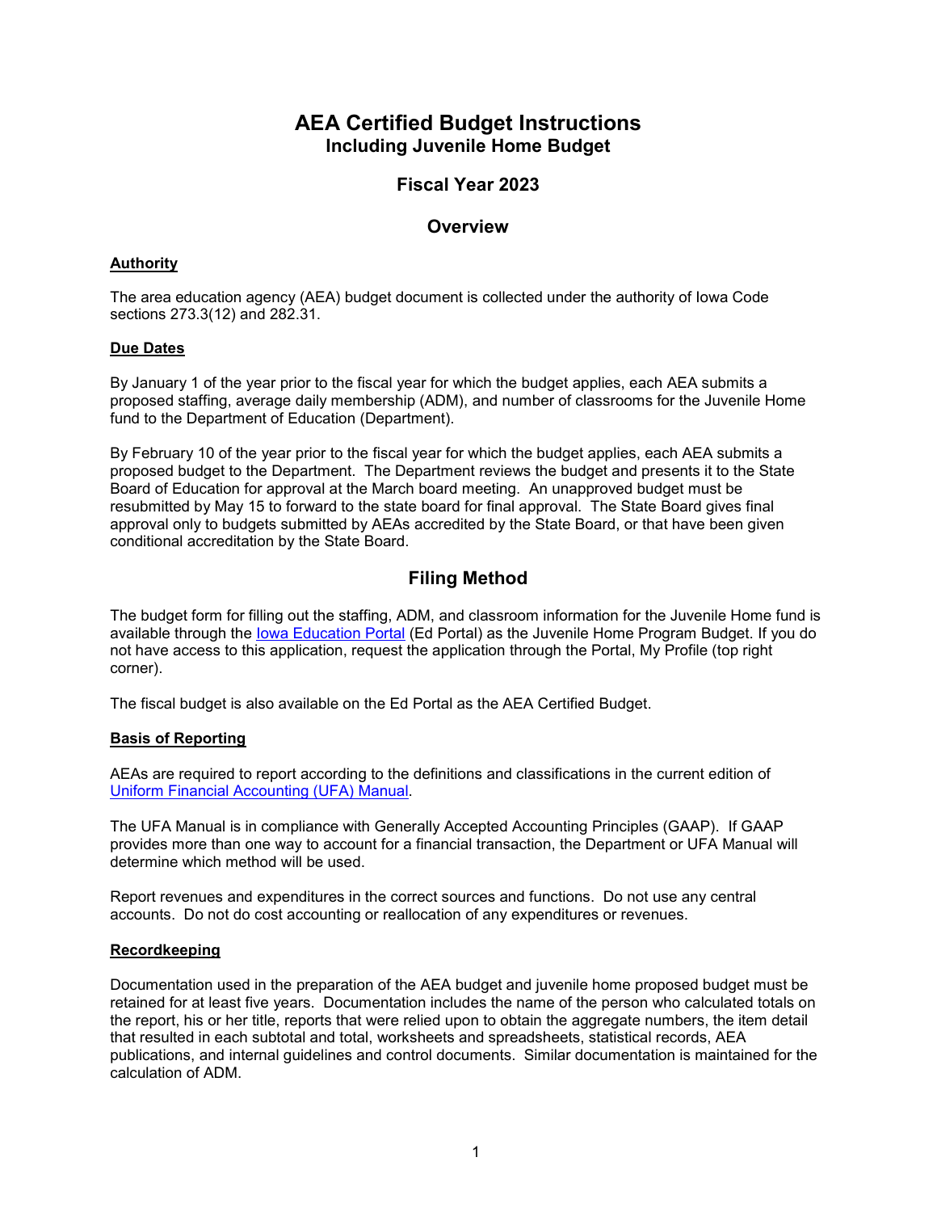# AEA Certified Budget Instructions

## Including Juvenile Home Budget

## Fiscal Year 2023

## Overview

**Authority**

The area education agency (AEA) budget document is collected under the authority of Iowa Code sections 273.3(12) and 282.31.

**Due Dates**

By January 1 of the year prior to the fiscal year for which the budget applies, each AEA submits a proposed staffing, average daily membership (ADM), and number of classrooms for the Juvenile Home fund to the Department of Education (Department).

By February 10 of the year prior to the fiscal year for which the budget applies, each AEA submits a proposed budget to the Department. The Department reviews the budget and presents it to the State Board of Education for approval at the March board meeting. An unapproved budget must be resubmitted by May 15 to forward to the state board for final approval. The State Board gives final approval only to budgets submitted by AEAs accredited by the State Board, or that have been given conditional accreditation by the State Board.

## Filing Method

The budget form for filling out the staffing, ADM, and classroom information for the Juvenile Home fund is available through the Iowa Education Portal (Ed Portal) as the Juvenile Home Program Budget. If you do not have access to this application, request the application through the Portal, My Profile (top right corner).

The fiscal budget is also available on the Ed Portal as the AEA Certified Budget.

**Basis of Reporting**

AEAs are required to report according to the definitions and classifications in the current edition of Uniform Financial Accounting (UFA) Manual.

The UFA Manual is in compliance with Generally Accepted Accounting Principles (GAAP). If GAAP provides more than one way to account for a financial transaction, the Department or UFA Manual will determine which method will be used.

Report revenues and expenditures in the correct sources and functions. Do not use any central accounts. Do not do cost accounting or reallocation of any expenditures or revenues.

**Recordkeeping**

Documentation used in the preparation of the AEA budget and juvenile home proposed budget must be retained for at least five years. Documentation includes the name of the person who calculated totals on the report, his or her title, reports that were relied upon to obtain the aggregate numbers, the item detail that resulted in each subtotal and total, worksheets and spreadsheets, statistical records, AEA publications, and internal guidelines and control documents. Similar documentation is maintained for the calculation of ADM.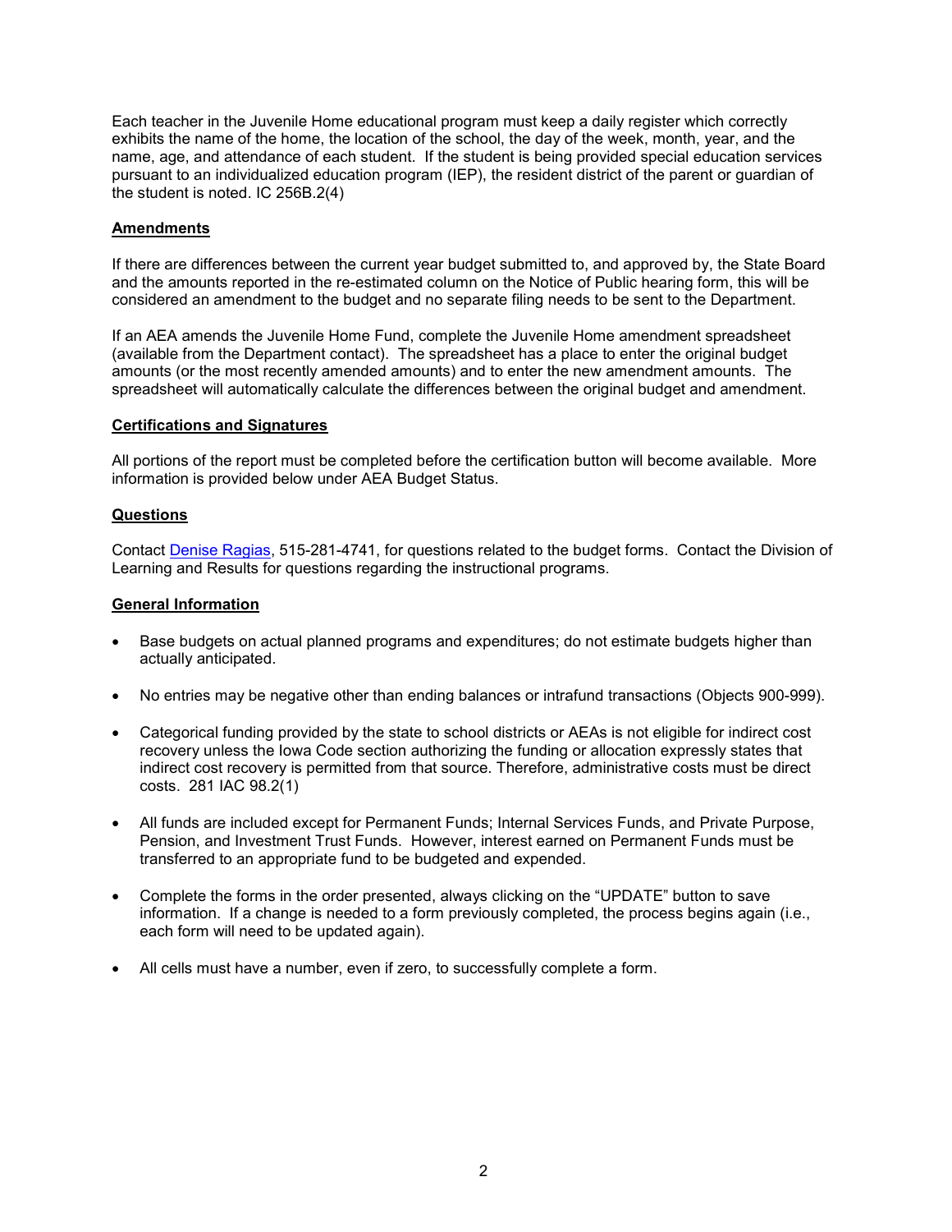Each teacher in the Juvenile Home educational program must keep a daily register which correctly exhibits the name of the home, the location of the school, the day of the week, month, year, and the name, age, and attendance of each student. If the student is being provided special education services pursuant to an individualized education program (IEP), the resident district of the parent or guardian of the student is noted. IC 256B.2(4)

## Amendments

If there are differences between the current year budget submitted to, and approved by, the State Board and the amounts reported in the re-estimated column on the Notice of Public hearing form, this will be considered an amendment to the budget and no separate filing needs to be sent to the Department.

If an AEA amends the Juvenile Home Fund, complete the Juvenile Home amendment spreadsheet (available from the Department contact). The spreadsheet has a place to enter the original budget amounts (or the most recently amended amounts) and to enter the new amendment amounts. The spreadsheet will automatically calculate the differences between the original budget and amendment.

## Certifications and Signatures

All portions of the report must be completed before the certification button will become available. More information is provided below under AEA Budget Status.

## Questions

Contact Denise Ragias, 515-281-4741, for questions related to the budget forms. Contact the Division of Learning and Results for questions regarding the instructional programs.

## General Information

- Base budgets on actual planned programs and expenditures; do not estimate budgets higher than actually anticipated.
- No entries may be negative other than ending balances or intrafund transactions (Objects 900-999).
- Categorical funding provided by the state to school districts or AEAs is not eligible for indirect cost recovery unless the Iowa Code section authorizing the funding or allocation expressly states that indirect cost recovery is permitted from that source. Therefore, administrative costs must be direct costs. 281 IAC 98.2(1)
- All funds are included except for Permanent Funds; Internal Services Funds, and Private Purpose, Pension, and Investment Trust Funds. However, interest earned on Permanent Funds must be transferred to an appropriate fund to be budgeted and expended.
- Complete the forms in the order presented, always clicking on the "UPDATE" button to save information. If a change is needed to a form previously completed, the process begins again (i.e., each form will need to be updated again).
- All cells must have a number, even if zero, to successfully complete a form.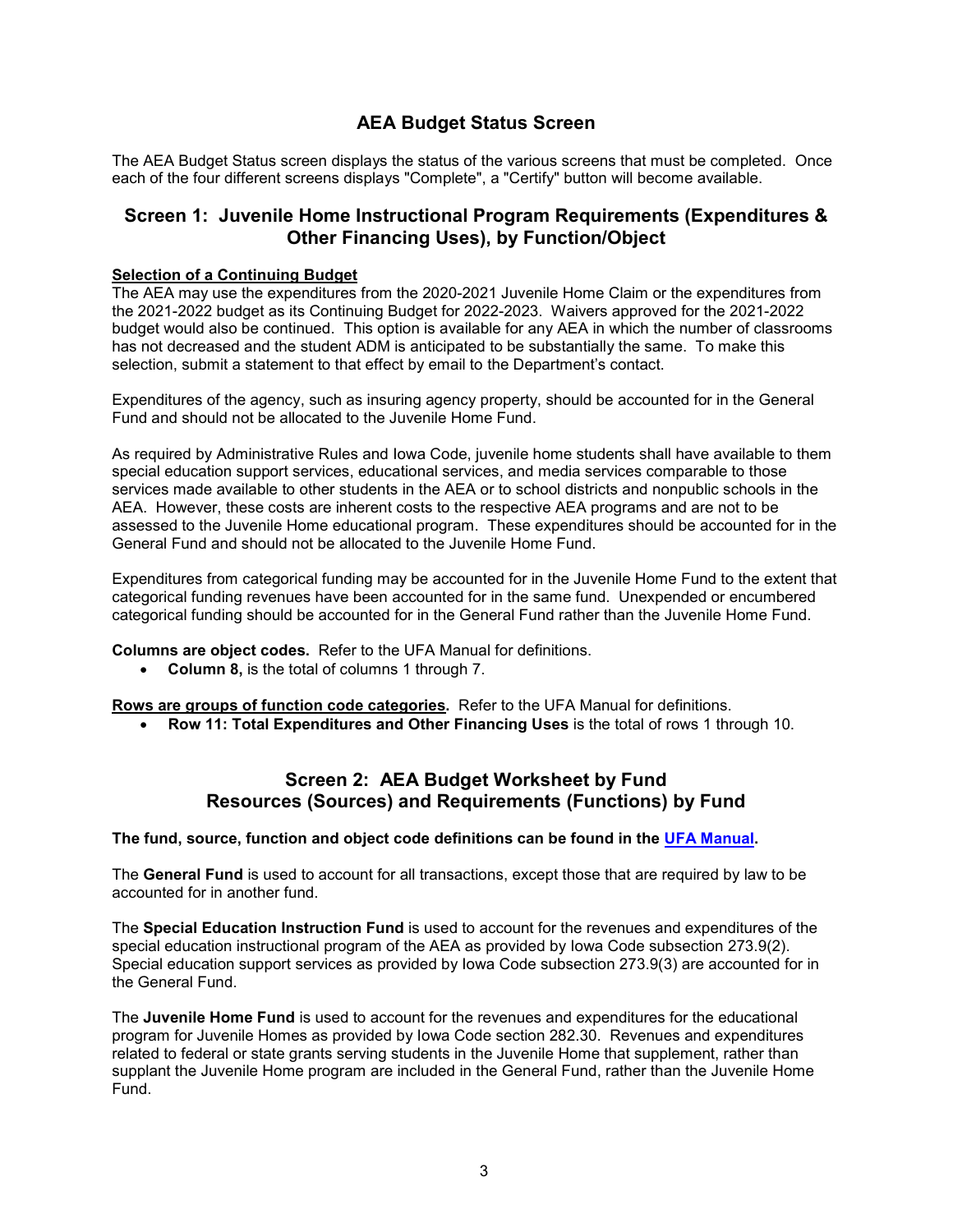## AEA Budget Status Screen

The AEA Budget Status screen displays the status of the various screens that must be completed. Once each of the four different screens displays "Complete", a "Certify" button will become available.

## Screen 1: Juvenile Home Instructional Program Requirements (Expenditures & Other Financing Uses), by Function/Object

**Selection of a Continuing Budget**

The AEA may use the expenditures from the 2020-2021 Juvenile Home Claim or the expenditures from the 2021-2022 budget as its Continuing Budget for 2022-2023. Waivers approved for the 2021-2022 budget would also be continued. This option is available for any AEA in which the number of classrooms has not decreased and the student ADM is anticipated to be substantially the same. To make this selection, submit a statement to that effect by email to the Department's contact.

Expenditures of the agency, such as insuring agency property, should be accounted for in the General Fund and should not be allocated to the Juvenile Home Fund.

As required by Administrative Rules and Iowa Code, juvenile home students shall have available to them special education support services, educational services, and media services comparable to those services made available to other students in the AEA or to school districts and nonpublic schools in the AEA. However, these costs are inherent costs to the respective AEA programs and are not to be assessed to the Juvenile Home educational program. These expenditures should be accounted for in the General Fund and should not be allocated to the Juvenile Home Fund.

Expenditures from categorical funding may be accounted for in the Juvenile Home Fund to the extent that categorical funding revenues have been accounted for in the same fund. Unexpended or encumbered categorical funding should be accounted for in the General Fund rather than the Juvenile Home Fund.

**Columns are object codes.** Refer to the UFA Manual for definitions.

- **Column 8,** is the total of columns 1 through 7.

**Rows are groups of function code categories.** Refer to the UFA Manual for definitions.

- **Row 11: Total Expenditures and Other Financing Uses** is the total of rows 1 through 10.

## Screen 2: AEA Budget Worksheet by Fund
## Resources (Sources) and Requirements (Functions) by Fund

**The fund, source, function and object code definitions can be found in the UFA Manual.**

The **General Fund** is used to account for all transactions, except those that are required by law to be accounted for in another fund.

The **Special Education Instruction Fund** is used to account for the revenues and expenditures of the special education instructional program of the AEA as provided by Iowa Code subsection 273.9(2). Special education support services as provided by Iowa Code subsection 273.9(3) are accounted for in the General Fund.

The **Juvenile Home Fund** is used to account for the revenues and expenditures for the educational program for Juvenile Homes as provided by Iowa Code section 282.30. Revenues and expenditures related to federal or state grants serving students in the Juvenile Home that supplement, rather than supplant the Juvenile Home program are included in the General Fund, rather than the Juvenile Home Fund.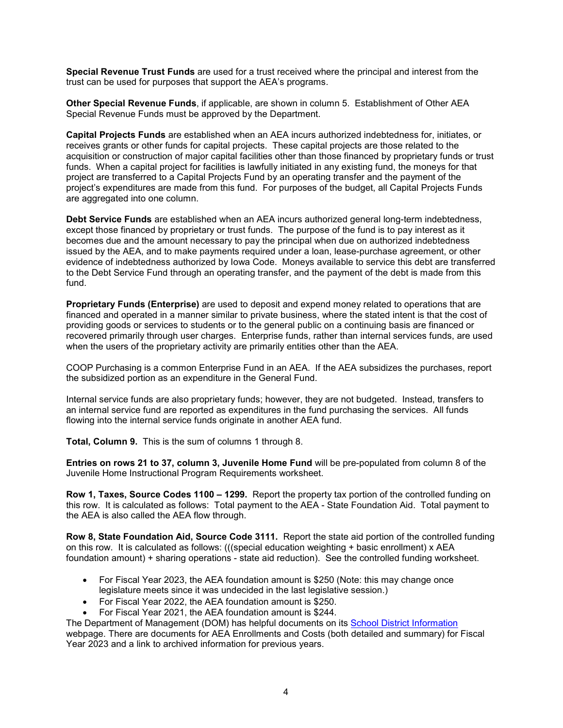**Special Revenue Trust Funds** are used for a trust received where the principal and interest from the trust can be used for purposes that support the AEA's programs.

**Other Special Revenue Funds**, if applicable, are shown in column 5. Establishment of Other AEA Special Revenue Funds must be approved by the Department.

**Capital Projects Funds** are established when an AEA incurs authorized indebtedness for, initiates, or receives grants or other funds for capital projects. These capital projects are those related to the acquisition or construction of major capital facilities other than those financed by proprietary funds or trust funds. When a capital project for facilities is lawfully initiated in any existing fund, the moneys for that project are transferred to a Capital Projects Fund by an operating transfer and the payment of the project's expenditures are made from this fund. For purposes of the budget, all Capital Projects Funds are aggregated into one column.

**Debt Service Funds** are established when an AEA incurs authorized general long-term indebtedness, except those financed by proprietary or trust funds. The purpose of the fund is to pay interest as it becomes due and the amount necessary to pay the principal when due on authorized indebtedness issued by the AEA, and to make payments required under a loan, lease-purchase agreement, or other evidence of indebtedness authorized by Iowa Code. Moneys available to service this debt are transferred to the Debt Service Fund through an operating transfer, and the payment of the debt is made from this fund.

**Proprietary Funds (Enterprise)** are used to deposit and expend money related to operations that are financed and operated in a manner similar to private business, where the stated intent is that the cost of providing goods or services to students or to the general public on a continuing basis are financed or recovered primarily through user charges. Enterprise funds, rather than internal services funds, are used when the users of the proprietary activity are primarily entities other than the AEA.

COOP Purchasing is a common Enterprise Fund in an AEA. If the AEA subsidizes the purchases, report the subsidized portion as an expenditure in the General Fund.

Internal service funds are also proprietary funds; however, they are not budgeted. Instead, transfers to an internal service fund are reported as expenditures in the fund purchasing the services. All funds flowing into the internal service funds originate in another AEA fund.

**Total, Column 9.** This is the sum of columns 1 through 8.

**Entries on rows 21 to 37, column 3, Juvenile Home Fund** will be pre-populated from column 8 of the Juvenile Home Instructional Program Requirements worksheet.

**Row 1, Taxes, Source Codes 1100 – 1299.** Report the property tax portion of the controlled funding on this row. It is calculated as follows: Total payment to the AEA - State Foundation Aid. Total payment to the AEA is also called the AEA flow through.

**Row 8, State Foundation Aid, Source Code 3111.** Report the state aid portion of the controlled funding on this row. It is calculated as follows: (((special education weighting + basic enrollment) x AEA foundation amount) + sharing operations - state aid reduction). See the controlled funding worksheet.

- For Fiscal Year 2023, the AEA foundation amount is $250 (Note: this may change once legislature meets since it was undecided in the last legislative session.)
- For Fiscal Year 2022, the AEA foundation amount is $250.
- For Fiscal Year 2021, the AEA foundation amount is $244.

The Department of Management (DOM) has helpful documents on its School District Information webpage. There are documents for AEA Enrollments and Costs (both detailed and summary) for Fiscal Year 2023 and a link to archived information for previous years.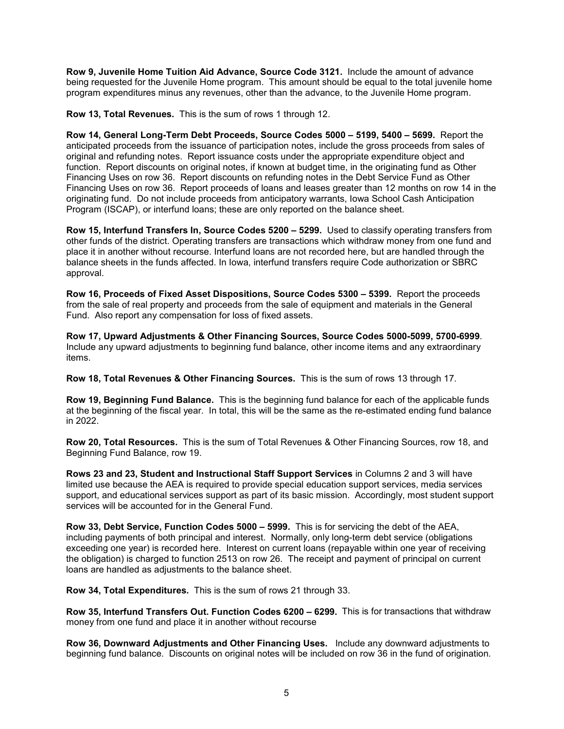**Row 9, Juvenile Home Tuition Aid Advance, Source Code 3121.** Include the amount of advance being requested for the Juvenile Home program. This amount should be equal to the total juvenile home program expenditures minus any revenues, other than the advance, to the Juvenile Home program.

**Row 13, Total Revenues.** This is the sum of rows 1 through 12.

**Row 14, General Long-Term Debt Proceeds, Source Codes 5000 – 5199, 5400 – 5699.** Report the anticipated proceeds from the issuance of participation notes, include the gross proceeds from sales of original and refunding notes. Report issuance costs under the appropriate expenditure object and function. Report discounts on original notes, if known at budget time, in the originating fund as Other Financing Uses on row 36. Report discounts on refunding notes in the Debt Service Fund as Other Financing Uses on row 36. Report proceeds of loans and leases greater than 12 months on row 14 in the originating fund. Do not include proceeds from anticipatory warrants, Iowa School Cash Anticipation Program (ISCAP), or interfund loans; these are only reported on the balance sheet.

**Row 15, Interfund Transfers In, Source Codes 5200 – 5299.** Used to classify operating transfers from other funds of the district. Operating transfers are transactions which withdraw money from one fund and place it in another without recourse. Interfund loans are not recorded here, but are handled through the balance sheets in the funds affected. In Iowa, interfund transfers require Code authorization or SBRC approval.

**Row 16, Proceeds of Fixed Asset Dispositions, Source Codes 5300 – 5399.** Report the proceeds from the sale of real property and proceeds from the sale of equipment and materials in the General Fund. Also report any compensation for loss of fixed assets.

**Row 17, Upward Adjustments & Other Financing Sources, Source Codes 5000-5099, 5700-6999**. Include any upward adjustments to beginning fund balance, other income items and any extraordinary items.

**Row 18, Total Revenues & Other Financing Sources.** This is the sum of rows 13 through 17.

**Row 19, Beginning Fund Balance.** This is the beginning fund balance for each of the applicable funds at the beginning of the fiscal year. In total, this will be the same as the re-estimated ending fund balance in 2022.

**Row 20, Total Resources.** This is the sum of Total Revenues & Other Financing Sources, row 18, and Beginning Fund Balance, row 19.

**Rows 23 and 23, Student and Instructional Staff Support Services** in Columns 2 and 3 will have limited use because the AEA is required to provide special education support services, media services support, and educational services support as part of its basic mission. Accordingly, most student support services will be accounted for in the General Fund.

**Row 33, Debt Service, Function Codes 5000 – 5999.** This is for servicing the debt of the AEA, including payments of both principal and interest. Normally, only long-term debt service (obligations exceeding one year) is recorded here. Interest on current loans (repayable within one year of receiving the obligation) is charged to function 2513 on row 26. The receipt and payment of principal on current loans are handled as adjustments to the balance sheet.

**Row 34, Total Expenditures.** This is the sum of rows 21 through 33.

**Row 35, Interfund Transfers Out. Function Codes 6200 – 6299.** This is for transactions that withdraw money from one fund and place it in another without recourse

**Row 36, Downward Adjustments and Other Financing Uses.** Include any downward adjustments to beginning fund balance. Discounts on original notes will be included on row 36 in the fund of origination.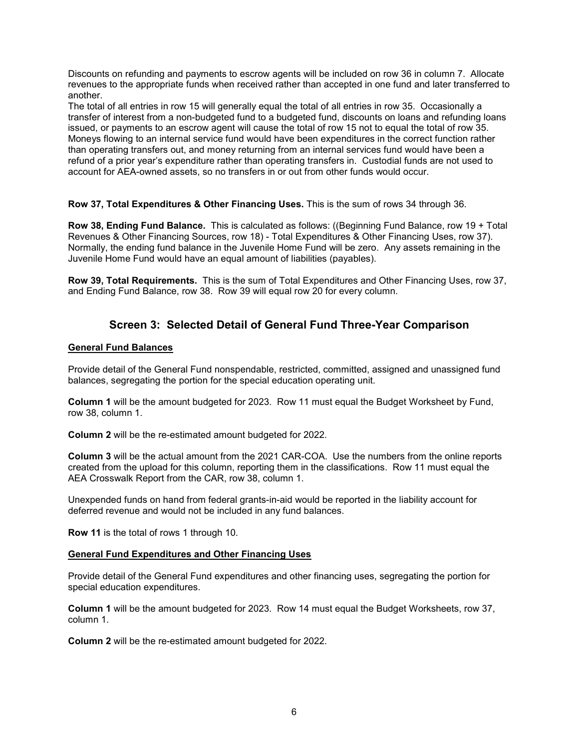Discounts on refunding and payments to escrow agents will be included on row 36 in column 7. Allocate revenues to the appropriate funds when received rather than accepted in one fund and later transferred to another.

The total of all entries in row 15 will generally equal the total of all entries in row 35. Occasionally a transfer of interest from a non-budgeted fund to a budgeted fund, discounts on loans and refunding loans issued, or payments to an escrow agent will cause the total of row 15 not to equal the total of row 35. Moneys flowing to an internal service fund would have been expenditures in the correct function rather than operating transfers out, and money returning from an internal services fund would have been a refund of a prior year's expenditure rather than operating transfers in. Custodial funds are not used to account for AEA-owned assets, so no transfers in or out from other funds would occur.

**Row 37, Total Expenditures & Other Financing Uses.** This is the sum of rows 34 through 36.

**Row 38, Ending Fund Balance.** This is calculated as follows: ((Beginning Fund Balance, row 19 + Total Revenues & Other Financing Sources, row 18) - Total Expenditures & Other Financing Uses, row 37). Normally, the ending fund balance in the Juvenile Home Fund will be zero. Any assets remaining in the Juvenile Home Fund would have an equal amount of liabilities (payables).

**Row 39, Total Requirements.** This is the sum of Total Expenditures and Other Financing Uses, row 37, and Ending Fund Balance, row 38. Row 39 will equal row 20 for every column.

## Screen 3: Selected Detail of General Fund Three-Year Comparison

**General Fund Balances**

Provide detail of the General Fund nonspendable, restricted, committed, assigned and unassigned fund balances, segregating the portion for the special education operating unit.

**Column 1** will be the amount budgeted for 2023. Row 11 must equal the Budget Worksheet by Fund, row 38, column 1.

**Column 2** will be the re-estimated amount budgeted for 2022.

**Column 3** will be the actual amount from the 2021 CAR-COA. Use the numbers from the online reports created from the upload for this column, reporting them in the classifications. Row 11 must equal the AEA Crosswalk Report from the CAR, row 38, column 1.

Unexpended funds on hand from federal grants-in-aid would be reported in the liability account for deferred revenue and would not be included in any fund balances.

**Row 11** is the total of rows 1 through 10.

**General Fund Expenditures and Other Financing Uses**

Provide detail of the General Fund expenditures and other financing uses, segregating the portion for special education expenditures.

**Column 1** will be the amount budgeted for 2023. Row 14 must equal the Budget Worksheets, row 37, column 1.

**Column 2** will be the re-estimated amount budgeted for 2022.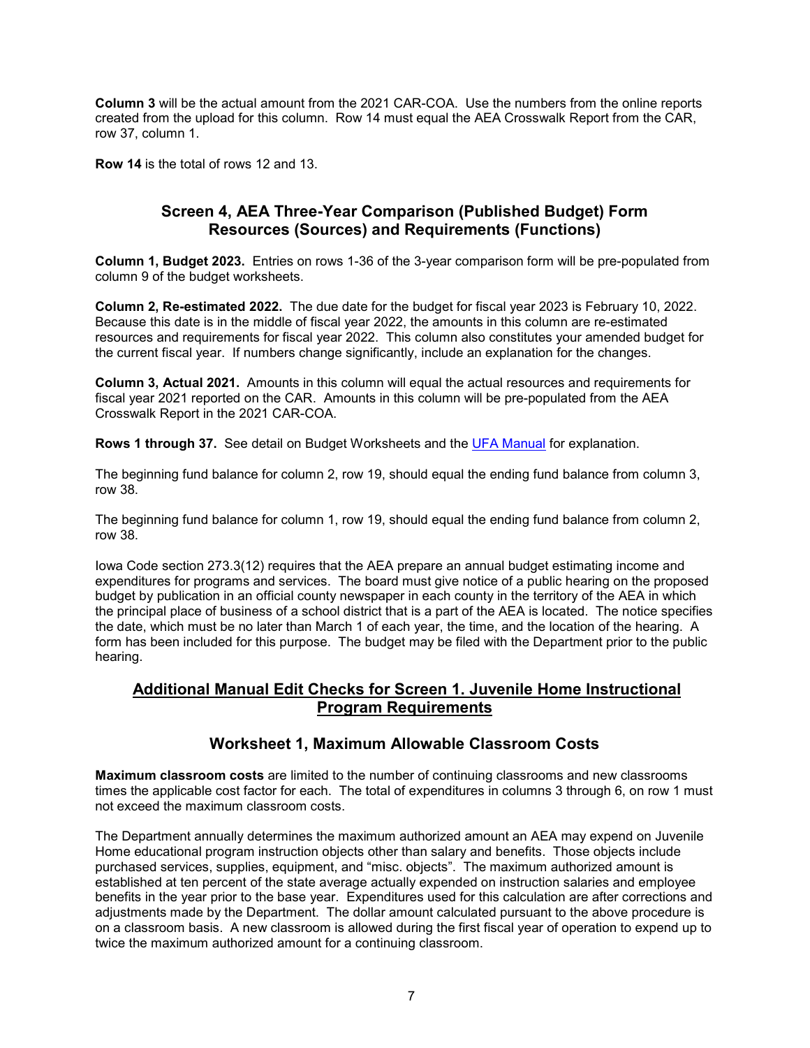**Column 3** will be the actual amount from the 2021 CAR-COA. Use the numbers from the online reports created from the upload for this column. Row 14 must equal the AEA Crosswalk Report from the CAR, row 37, column 1.

**Row 14** is the total of rows 12 and 13.

## Screen 4, AEA Three-Year Comparison (Published Budget) Form Resources (Sources) and Requirements (Functions)

**Column 1, Budget 2023.** Entries on rows 1-36 of the 3-year comparison form will be pre-populated from column 9 of the budget worksheets.

**Column 2, Re-estimated 2022.** The due date for the budget for fiscal year 2023 is February 10, 2022. Because this date is in the middle of fiscal year 2022, the amounts in this column are re-estimated resources and requirements for fiscal year 2022. This column also constitutes your amended budget for the current fiscal year. If numbers change significantly, include an explanation for the changes.

**Column 3, Actual 2021.** Amounts in this column will equal the actual resources and requirements for fiscal year 2021 reported on the CAR. Amounts in this column will be pre-populated from the AEA Crosswalk Report in the 2021 CAR-COA.

**Rows 1 through 37.** See detail on Budget Worksheets and the UFA Manual for explanation.

The beginning fund balance for column 2, row 19, should equal the ending fund balance from column 3, row 38.

The beginning fund balance for column 1, row 19, should equal the ending fund balance from column 2, row 38.

Iowa Code section 273.3(12) requires that the AEA prepare an annual budget estimating income and expenditures for programs and services. The board must give notice of a public hearing on the proposed budget by publication in an official county newspaper in each county in the territory of the AEA in which the principal place of business of a school district that is a part of the AEA is located. The notice specifies the date, which must be no later than March 1 of each year, the time, and the location of the hearing. A form has been included for this purpose. The budget may be filed with the Department prior to the public hearing.

## Additional Manual Edit Checks for Screen 1. Juvenile Home Instructional Program Requirements

### Worksheet 1, Maximum Allowable Classroom Costs

**Maximum classroom costs** are limited to the number of continuing classrooms and new classrooms times the applicable cost factor for each. The total of expenditures in columns 3 through 6, on row 1 must not exceed the maximum classroom costs.

The Department annually determines the maximum authorized amount an AEA may expend on Juvenile Home educational program instruction objects other than salary and benefits. Those objects include purchased services, supplies, equipment, and "misc. objects". The maximum authorized amount is established at ten percent of the state average actually expended on instruction salaries and employee benefits in the year prior to the base year. Expenditures used for this calculation are after corrections and adjustments made by the Department. The dollar amount calculated pursuant to the above procedure is on a classroom basis. A new classroom is allowed during the first fiscal year of operation to expend up to twice the maximum authorized amount for a continuing classroom.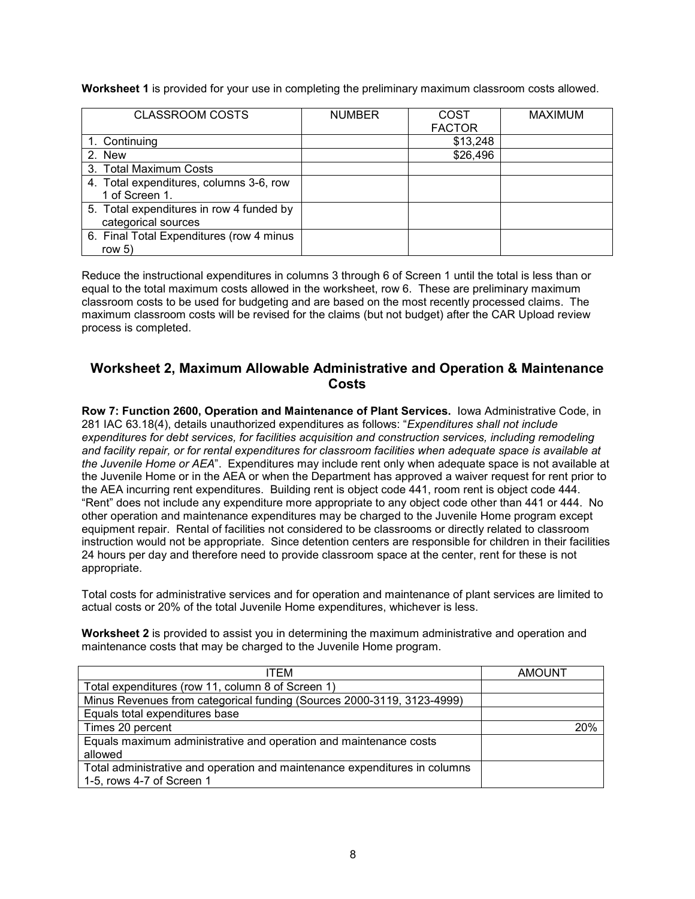**Worksheet 1** is provided for your use in completing the preliminary maximum classroom costs allowed.

| CLASSROOM COSTS | NUMBER | COST FACTOR | MAXIMUM |
|---|---|---|---|
| 1. Continuing | | $13,248 | |
| 2. New | | $26,496 | |
| 3. Total Maximum Costs | | | |
| 4. Total expenditures, columns 3-6, row 1 of Screen 1. | | | |
| 5. Total expenditures in row 4 funded by categorical sources | | | |
| 6. Final Total Expenditures (row 4 minus row 5) | | | |

Reduce the instructional expenditures in columns 3 through 6 of Screen 1 until the total is less than or equal to the total maximum costs allowed in the worksheet, row 6. These are preliminary maximum classroom costs to be used for budgeting and are based on the most recently processed claims. The maximum classroom costs will be revised for the claims (but not budget) after the CAR Upload review process is completed.

## Worksheet 2, Maximum Allowable Administrative and Operation & Maintenance Costs

**Row 7: Function 2600, Operation and Maintenance of Plant Services.** Iowa Administrative Code, in 281 IAC 63.18(4), details unauthorized expenditures as follows: "*Expenditures shall not include expenditures for debt services, for facilities acquisition and construction services, including remodeling and facility repair, or for rental expenditures for classroom facilities when adequate space is available at the Juvenile Home or AEA*". Expenditures may include rent only when adequate space is not available at the Juvenile Home or in the AEA or when the Department has approved a waiver request for rent prior to the AEA incurring rent expenditures. Building rent is object code 441, room rent is object code 444. "Rent" does not include any expenditure more appropriate to any object code other than 441 or 444. No other operation and maintenance expenditures may be charged to the Juvenile Home program except equipment repair. Rental of facilities not considered to be classrooms or directly related to classroom instruction would not be appropriate. Since detention centers are responsible for children in their facilities 24 hours per day and therefore need to provide classroom space at the center, rent for these is not appropriate.

Total costs for administrative services and for operation and maintenance of plant services are limited to actual costs or 20% of the total Juvenile Home expenditures, whichever is less.

**Worksheet 2** is provided to assist you in determining the maximum administrative and operation and maintenance costs that may be charged to the Juvenile Home program.

| ITEM | AMOUNT |
|---|---|
| Total expenditures (row 11, column 8 of Screen 1) | |
| Minus Revenues from categorical funding (Sources 2000-3119, 3123-4999) | |
| Equals total expenditures base | |
| Times 20 percent | 20% |
| Equals maximum administrative and operation and maintenance costs allowed | |
| Total administrative and operation and maintenance expenditures in columns 1-5, rows 4-7 of Screen 1 | |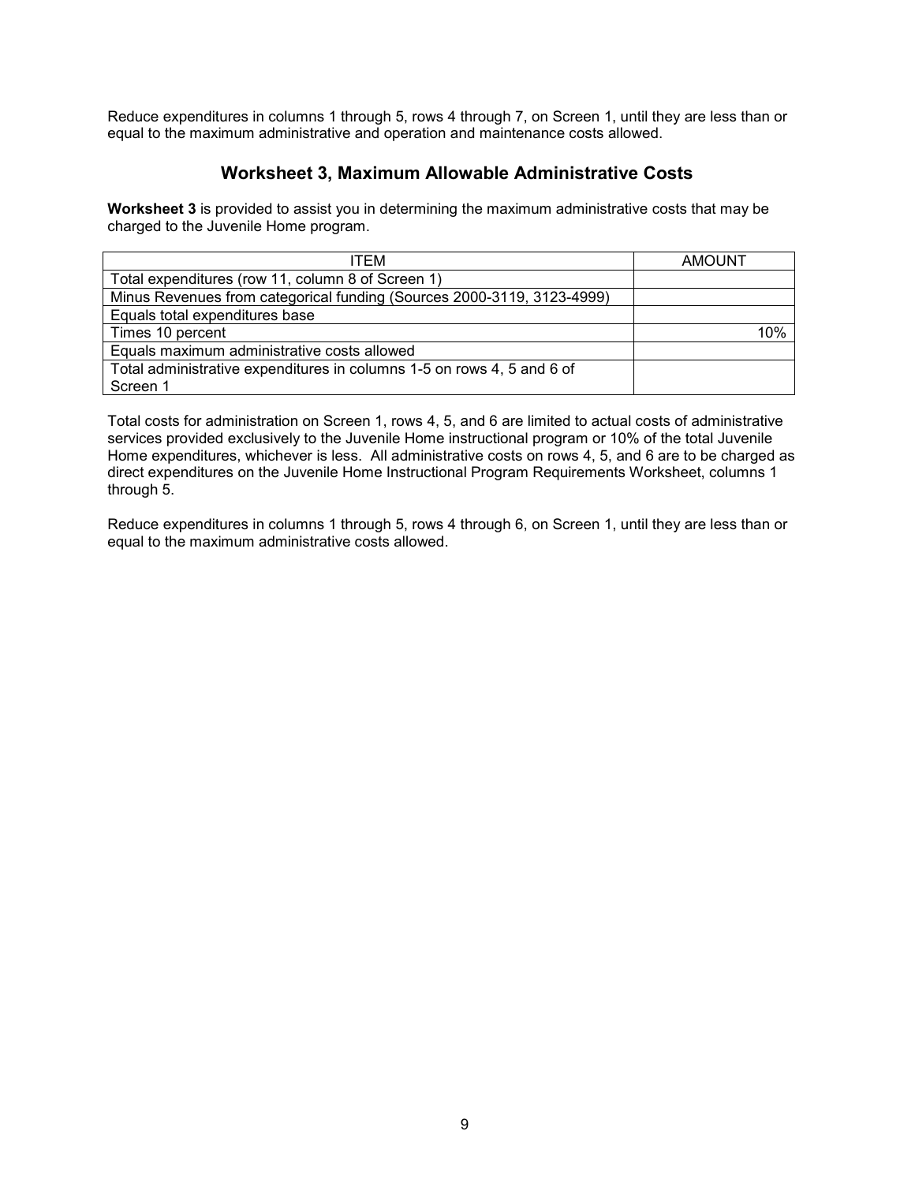Reduce expenditures in columns 1 through 5, rows 4 through 7, on Screen 1, until they are less than or equal to the maximum administrative and operation and maintenance costs allowed.

## Worksheet 3, Maximum Allowable Administrative Costs

**Worksheet 3** is provided to assist you in determining the maximum administrative costs that may be charged to the Juvenile Home program.

| ITEM | AMOUNT |
|---|---|
| Total expenditures (row 11, column 8 of Screen 1) | |
| Minus Revenues from categorical funding (Sources 2000-3119, 3123-4999) | |
| Equals total expenditures base | |
| Times 10 percent | 10% |
| Equals maximum administrative costs allowed | |
| Total administrative expenditures in columns 1-5 on rows 4, 5 and 6 of Screen 1 | |

Total costs for administration on Screen 1, rows 4, 5, and 6 are limited to actual costs of administrative services provided exclusively to the Juvenile Home instructional program or 10% of the total Juvenile Home expenditures, whichever is less. All administrative costs on rows 4, 5, and 6 are to be charged as direct expenditures on the Juvenile Home Instructional Program Requirements Worksheet, columns 1 through 5.

Reduce expenditures in columns 1 through 5, rows 4 through 6, on Screen 1, until they are less than or equal to the maximum administrative costs allowed.